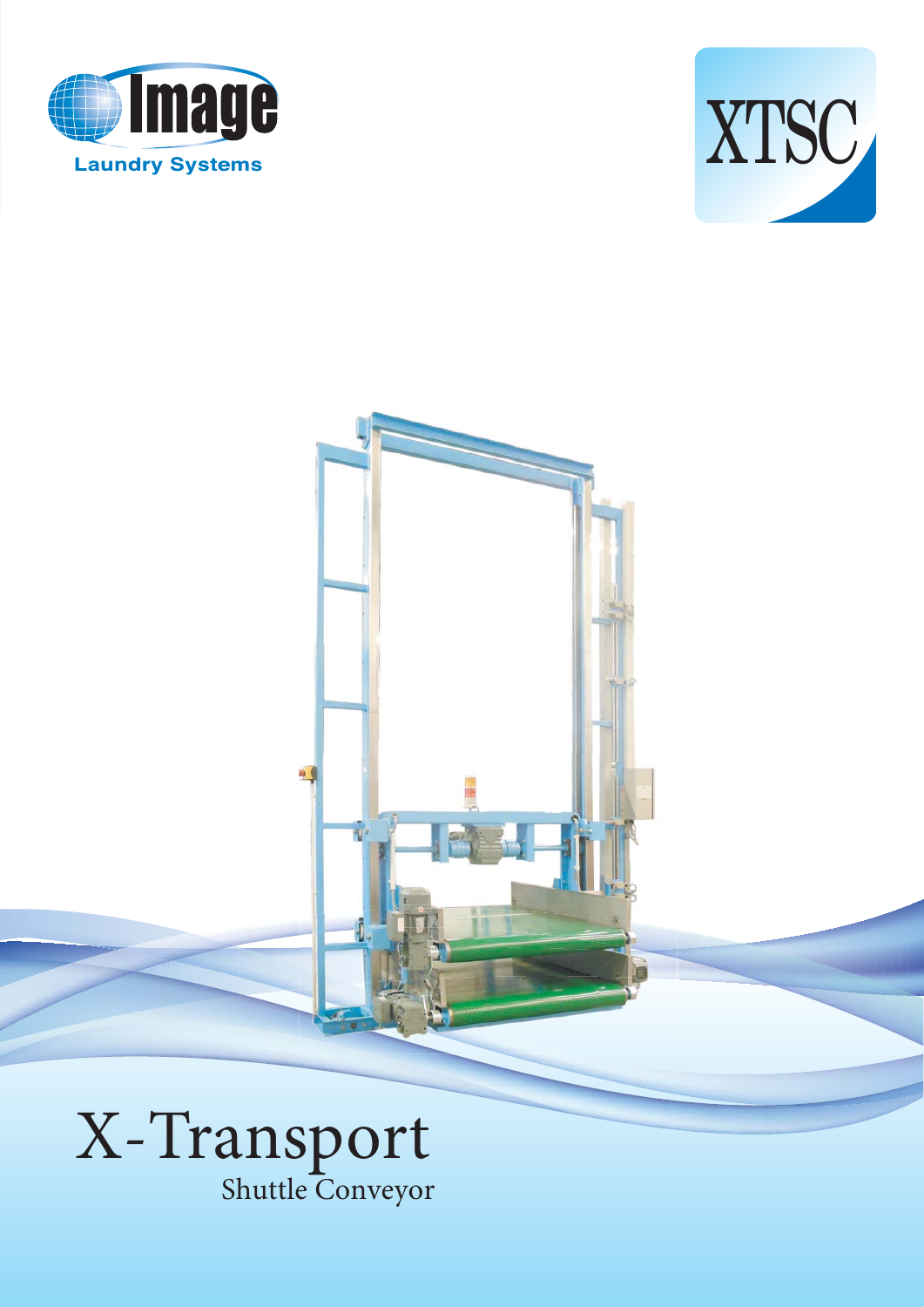Image

Laundry Systems

XTSC

# X-Transport

## Shuttle Conveyor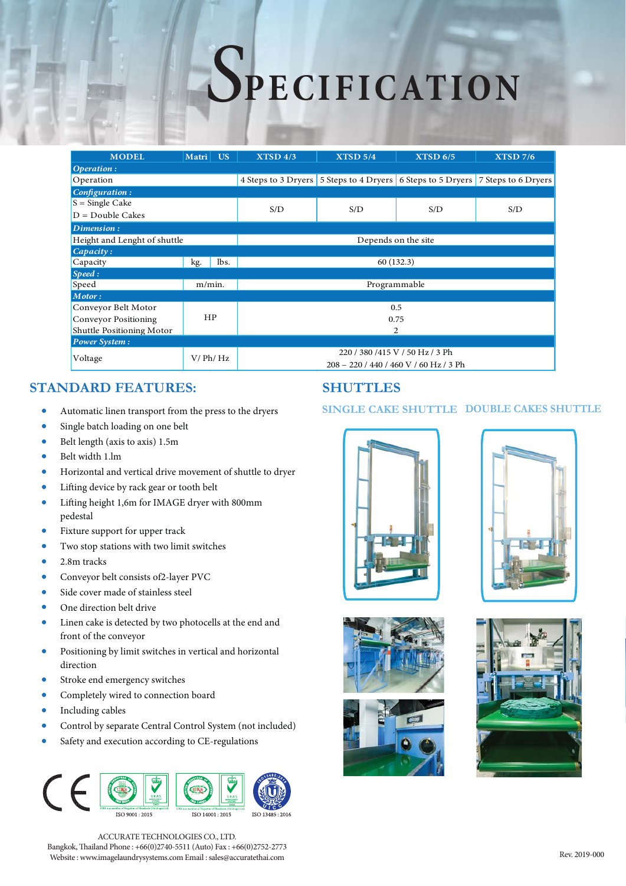# Specification

| MODEL | Matri | US | XTSD 4/3 | XTSD 5/4 | XTSD 6/5 | XTSD 7/6 |
|---|---|---|---|---|---|---|
| ***Operation :*** | | | | | | |
| Operation | | | 4 Steps to 3 Dryers | 5 Steps to 4 Dryers | 6 Steps to 5 Dryers | 7 Steps to 6 Dryers |
| ***Configuration :*** | | | | | | |
| S = Single Cake<br>D = Double Cakes | | | S/D | S/D | S/D | S/D |
| ***Dimension :*** | | | | | | |
| Height and Lenght of shuttle | | | Depends on the site | | | |
| ***Capacity :*** | | | | | | |
| Capacity | kg. | lbs. | 60 (132.3) | | | |
| ***Speed :*** | | | | | | |
| Speed | m/min. | | Programmable | | | |
| ***Motor :*** | | | | | | |
| Conveyor Belt Motor | HP | | 0.5 | | | |
| Conveyor Positioning | HP | | 0.75 | | | |
| Shuttle Positioning Motor | HP | | 2 | | | |
| ***Power System :*** | | | | | | |
| Voltage | V/ Ph/ Hz | | 220 / 380 /415 V / 50 Hz / 3 Ph<br>208 – 220 / 440 / 460 V / 60 Hz / 3 Ph | | | |

## STANDARD FEATURES:

- Automatic linen transport from the press to the dryers
- Single batch loading on one belt
- Belt length (axis to axis) 1.5m
- Belt width 1.lm
- Horizontal and vertical drive movement of shuttle to dryer
- Lifting device by rack gear or tooth belt
- Lifting height 1,6m for IMAGE dryer with 800mm pedestal
- Fixture support for upper track
- Two stop stations with two limit switches
- 2.8m tracks
- Conveyor belt consists of2-layer PVC
- Side cover made of stainless steel
- One direction belt drive
- Linen cake is detected by two photocells at the end and front of the conveyor
- Positioning by limit switches in vertical and horizontal direction
- Stroke end emergency switches
- Completely wired to connection board
- Including cables
- Control by separate Central Control System (not included)
- Safety and execution according to CE-regulations

## SHUTTLES

### SINGLE CAKE SHUTTLE

### DOUBLE CAKES SHUTTLE

ISO 9001 : 2015 ISO 14001 : 2015 ISO 13485 : 2016

ACCURATE TECHNOLOGIES CO., LTD.
Bangkok, Thailand Phone : +66(0)2740-5511 (Auto) Fax : +66(0)2752-2773
Website : www.imagelaundrysystems.com Email : sales@accuratethai.com

Rev. 2019-000